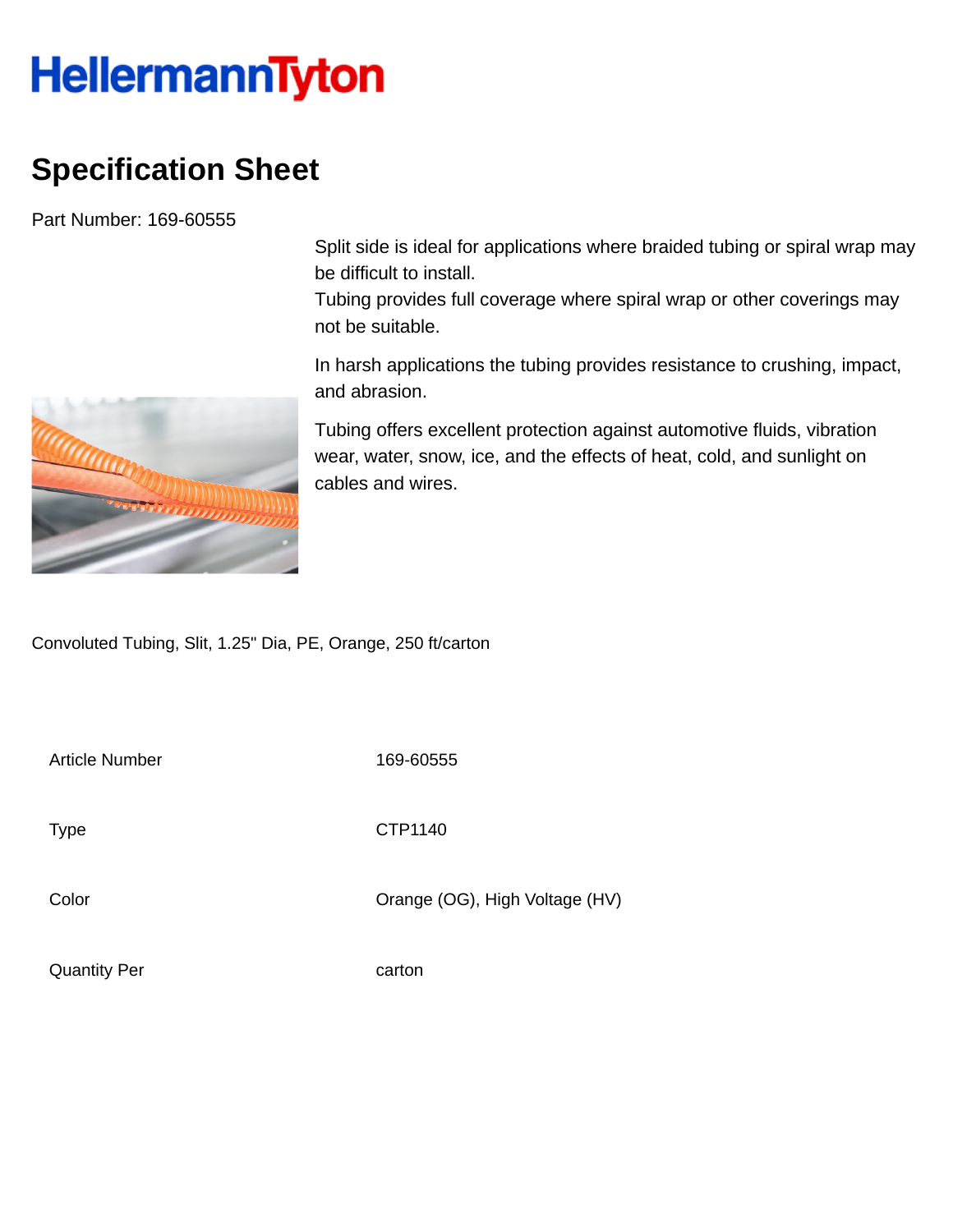HellermannTyton

# Specification Sheet

Part Number: 169-60555

Split side is ideal for applications where braided tubing or spiral wrap may be difficult to install.
Tubing provides full coverage where spiral wrap or other coverings may not be suitable.

In harsh applications the tubing provides resistance to crushing, impact, and abrasion.

Tubing offers excellent protection against automotive fluids, vibration wear, water, snow, ice, and the effects of heat, cold, and sunlight on cables and wires.

Convoluted Tubing, Slit, 1.25" Dia, PE, Orange, 250 ft/carton

| | |
|---|---|
| Article Number | 169-60555 |
| Type | CTP1140 |
| Color | Orange (OG), High Voltage (HV) |
| Quantity Per | carton |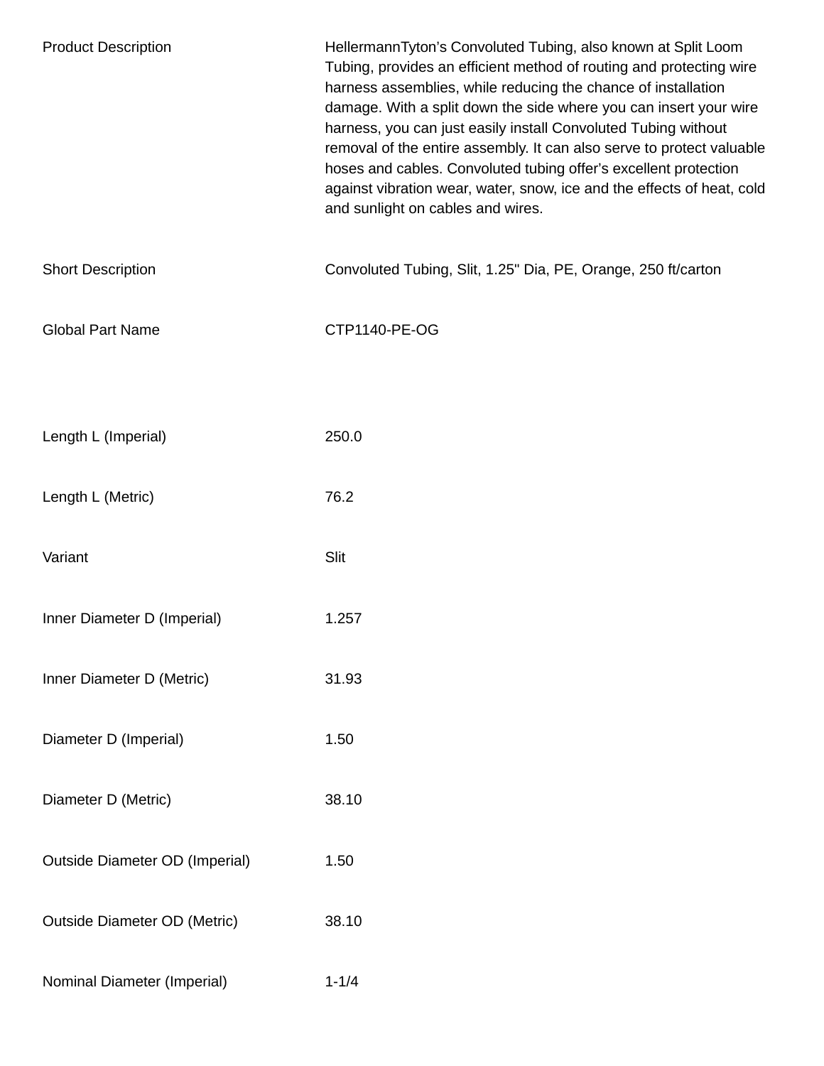| | |
|---|---|
| Product Description | HellermannTyton's Convoluted Tubing, also known at Split Loom Tubing, provides an efficient method of routing and protecting wire harness assemblies, while reducing the chance of installation damage. With a split down the side where you can insert your wire harness, you can just easily install Convoluted Tubing without removal of the entire assembly. It can also serve to protect valuable hoses and cables. Convoluted tubing offer's excellent protection against vibration wear, water, snow, ice and the effects of heat, cold and sunlight on cables and wires. |
| Short Description | Convoluted Tubing, Slit, 1.25" Dia, PE, Orange, 250 ft/carton |
| Global Part Name | CTP1140-PE-OG |
| Length L (Imperial) | 250.0 |
| Length L (Metric) | 76.2 |
| Variant | Slit |
| Inner Diameter D (Imperial) | 1.257 |
| Inner Diameter D (Metric) | 31.93 |
| Diameter D (Imperial) | 1.50 |
| Diameter D (Metric) | 38.10 |
| Outside Diameter OD (Imperial) | 1.50 |
| Outside Diameter OD (Metric) | 38.10 |
| Nominal Diameter (Imperial) | 1-1/4 |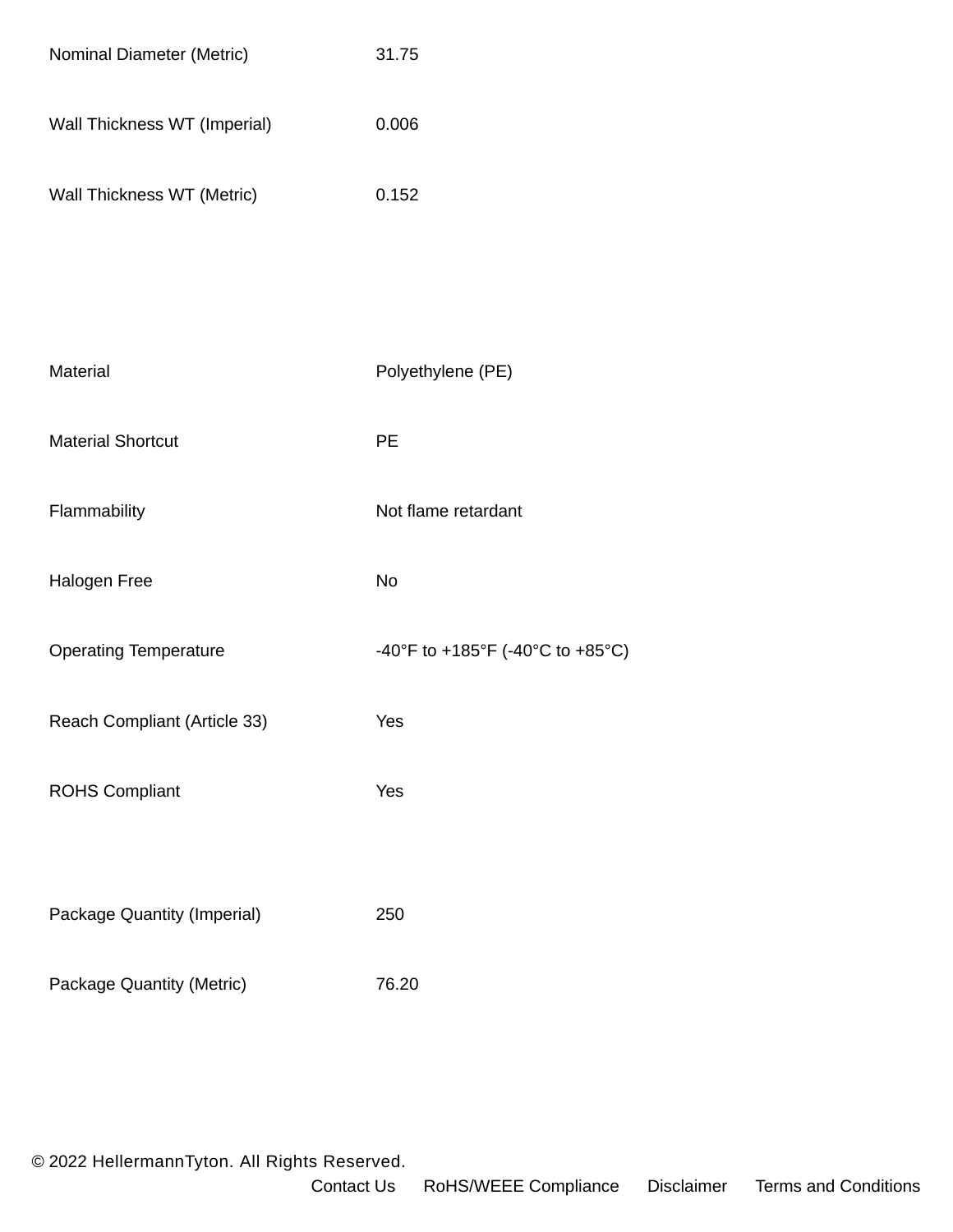| | |
|---|---|
| Nominal Diameter (Metric) | 31.75 |
| Wall Thickness WT (Imperial) | 0.006 |
| Wall Thickness WT (Metric) | 0.152 |

| | |
|---|---|
| Material | Polyethylene (PE) |
| Material Shortcut | PE |
| Flammability | Not flame retardant |
| Halogen Free | No |
| Operating Temperature | -40°F to +185°F (-40°C to +85°C) |
| Reach Compliant (Article 33) | Yes |
| ROHS Compliant | Yes |

| | |
|---|---|
| Package Quantity (Imperial) | 250 |
| Package Quantity (Metric) | 76.20 |

© 2022 HellermannTyton. All Rights Reserved.

Contact Us RoHS/WEEE Compliance Disclaimer Terms and Conditions